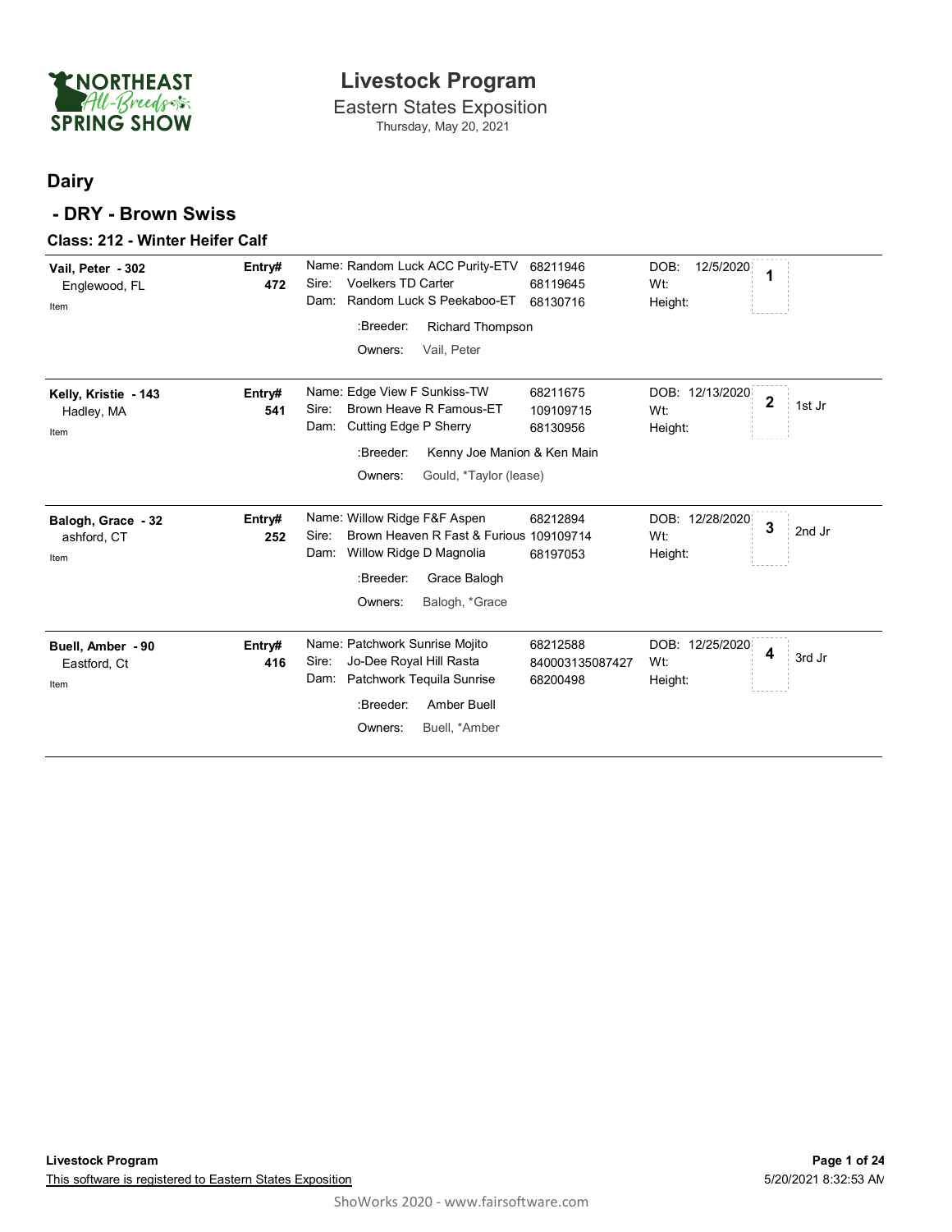# Livestock Program

Eastern States Exposition

Thursday, May 20, 2021

## Dairy

### - DRY - Brown Swiss

#### Class: 212 - Winter Heifer Calf

| Exhibitor | Entry# | Animal | Reg # | DOB / Wt / Height | Place | Award |
|---|---|---|---|---|---|---|
| **Vail, Peter - 302**<br>Englewood, FL<br>Item | **472** | Name: Random Luck ACC Purity-ETV<br>Sire: Voelkers TD Carter<br>Dam: Random Luck S Peekaboo-ET<br>:Breeder: Richard Thompson<br>Owners: Vail, Peter | 68211946<br>68119645<br>68130716 | DOB: 12/5/2020<br>Wt:<br>Height: | **1** | |
| **Kelly, Kristie - 143**<br>Hadley, MA<br>Item | **541** | Name: Edge View F Sunkiss-TW<br>Sire: Brown Heave R Famous-ET<br>Dam: Cutting Edge P Sherry<br>:Breeder: Kenny Joe Manion & Ken Main<br>Owners: Gould, *Taylor (lease) | 68211675<br>109109715<br>68130956 | DOB: 12/13/2020<br>Wt:<br>Height: | **2** | 1st Jr |
| **Balogh, Grace - 32**<br>ashford, CT<br>Item | **252** | Name: Willow Ridge F&F Aspen<br>Sire: Brown Heaven R Fast & Furious<br>Dam: Willow Ridge D Magnolia<br>:Breeder: Grace Balogh<br>Owners: Balogh, *Grace | 68212894<br>109109714<br>68197053 | DOB: 12/28/2020<br>Wt:<br>Height: | **3** | 2nd Jr |
| **Buell, Amber - 90**<br>Eastford, Ct<br>Item | **416** | Name: Patchwork Sunrise Mojito<br>Sire: Jo-Dee Royal Hill Rasta<br>Dam: Patchwork Tequila Sunrise<br>:Breeder: Amber Buell<br>Owners: Buell, *Amber | 68212588<br>840003135087427<br>68200498 | DOB: 12/25/2020<br>Wt:<br>Height: | **4** | 3rd Jr |

**Livestock Program**

This software is registered to Eastern States Exposition

5/20/2021 8:32:53 AM

ShoWorks 2020 - www.fairsoftware.com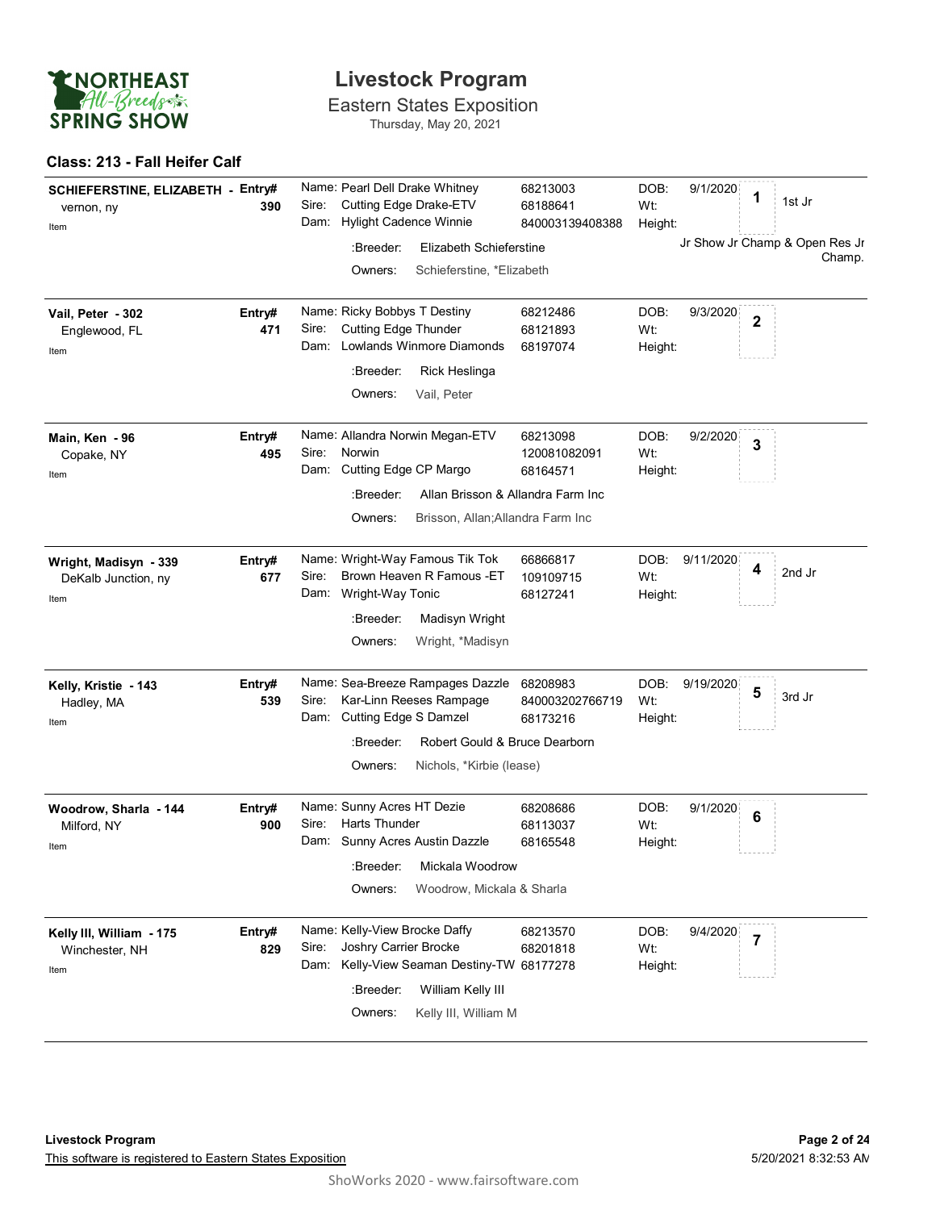# Livestock Program

## Eastern States Exposition

Thursday, May 20, 2021

### Class: 213 - Fall Heifer Calf

| Exhibitor | Entry# | Animal | Reg # | DOB | Place | Award |
|---|---|---|---|---|---|---|
| SCHIEFERSTINE, ELIZABETH - vernon, ny | 390 | Name: Pearl Dell Drake Whitney<br>Sire: Cutting Edge Drake-ETV<br>Dam: Hylight Cadence Winnie<br>:Breeder: Elizabeth Schieferstine<br>Owners: Schieferstine, *Elizabeth | 68213003<br>68188641<br>840003139408388 | 9/1/2020 | 1 | 1st Jr<br>Jr Show Jr Champ & Open Res Jr Champ. |
| Vail, Peter - 302<br>Englewood, FL | 471 | Name: Ricky Bobbys T Destiny<br>Sire: Cutting Edge Thunder<br>Dam: Lowlands Winmore Diamonds<br>:Breeder: Rick Heslinga<br>Owners: Vail, Peter | 68212486<br>68121893<br>68197074 | 9/3/2020 | 2 | |
| Main, Ken - 96<br>Copake, NY | 495 | Name: Allandra Norwin Megan-ETV<br>Sire: Norwin<br>Dam: Cutting Edge CP Margo<br>:Breeder: Allan Brisson & Allandra Farm Inc<br>Owners: Brisson, Allan;Allandra Farm Inc | 68213098<br>120081082091<br>68164571 | 9/2/2020 | 3 | |
| Wright, Madisyn - 339<br>DeKalb Junction, ny | 677 | Name: Wright-Way Famous Tik Tok<br>Sire: Brown Heaven R Famous -ET<br>Dam: Wright-Way Tonic<br>:Breeder: Madisyn Wright<br>Owners: Wright, *Madisyn | 66866817<br>109109715<br>68127241 | 9/11/2020 | 4 | 2nd Jr |
| Kelly, Kristie - 143<br>Hadley, MA | 539 | Name: Sea-Breeze Rampages Dazzle<br>Sire: Kar-Linn Reeses Rampage<br>Dam: Cutting Edge S Damzel<br>:Breeder: Robert Gould & Bruce Dearborn<br>Owners: Nichols, *Kirbie (lease) | 68208983<br>840003202766719<br>68173216 | 9/19/2020 | 5 | 3rd Jr |
| Woodrow, Sharla - 144<br>Milford, NY | 900 | Name: Sunny Acres HT Dezie<br>Sire: Harts Thunder<br>Dam: Sunny Acres Austin Dazzle<br>:Breeder: Mickala Woodrow<br>Owners: Woodrow, Mickala & Sharla | 68208686<br>68113037<br>68165548 | 9/1/2020 | 6 | |
| Kelly III, William - 175<br>Winchester, NH | 829 | Name: Kelly-View Brocke Daffy<br>Sire: Joshry Carrier Brocke<br>Dam: Kelly-View Seaman Destiny-TW<br>:Breeder: William Kelly III<br>Owners: Kelly III, William M | 68213570<br>68201818<br>68177278 | 9/4/2020 | 7 | |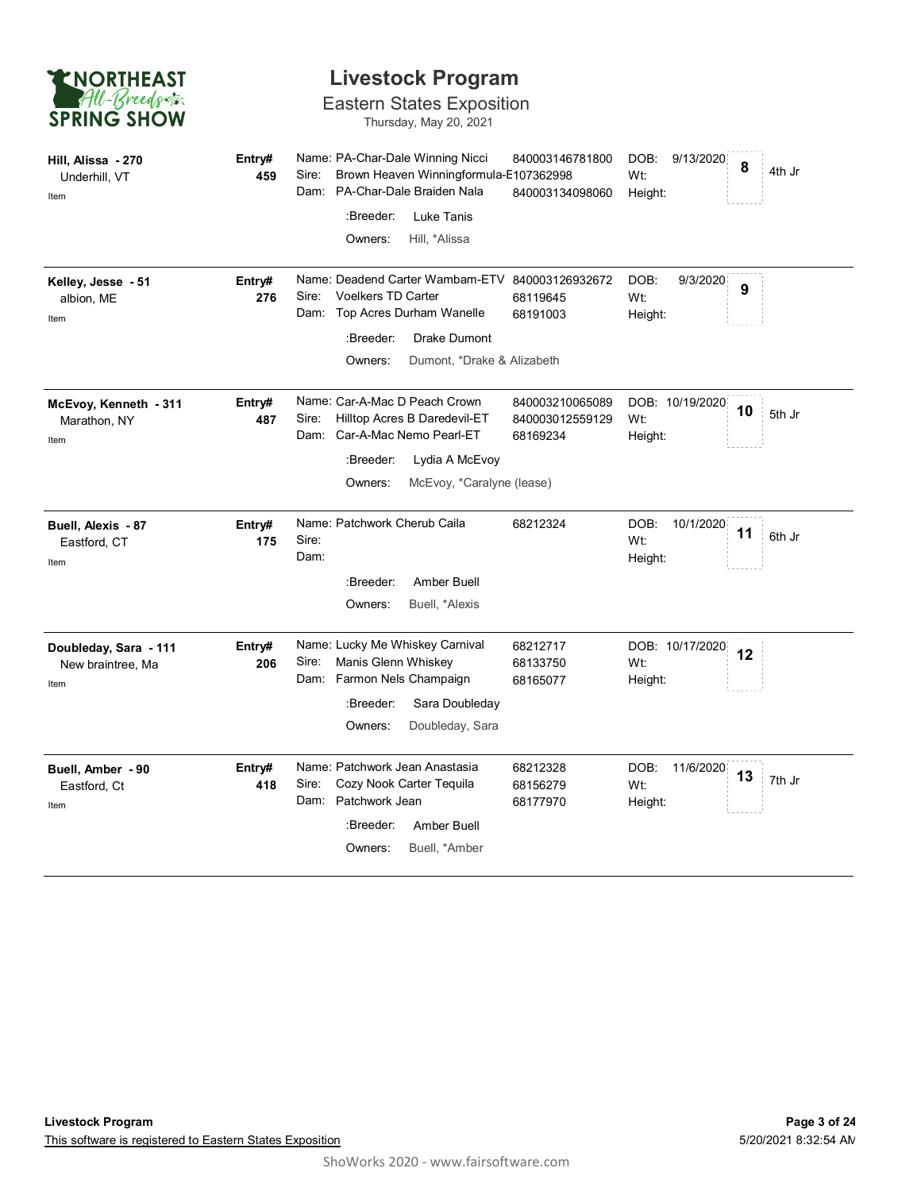# Livestock Program

## Eastern States Exposition

Thursday, May 20, 2021

| Exhibitor | Entry# | Animal | ID | DOB / Wt / Height | Place | Award |
|---|---|---|---|---|---|---|
| **Hill, Alissa - 270**<br>Underhill, VT<br>Item | **459** | Name: PA-Char-Dale Winning Nicci<br>Sire: Brown Heaven Winningformula-E<br>Dam: PA-Char-Dale Braiden Nala<br>:Breeder: Luke Tanis<br>Owners: Hill, *Alissa | 840003146781800<br>107362998<br>840003134098060 | DOB: 9/13/2020<br>Wt:<br>Height: | **8** | 4th Jr |
| **Kelley, Jesse - 51**<br>albion, ME<br>Item | **276** | Name: Deadend Carter Wambam-ETV<br>Sire: Voelkers TD Carter<br>Dam: Top Acres Durham Wanelle<br>:Breeder: Drake Dumont<br>Owners: Dumont, *Drake & Alizabeth | 840003126932672<br>68119645<br>68191003 | DOB: 9/3/2020<br>Wt:<br>Height: | **9** | |
| **McEvoy, Kenneth - 311**<br>Marathon, NY<br>Item | **487** | Name: Car-A-Mac D Peach Crown<br>Sire: Hilltop Acres B Daredevil-ET<br>Dam: Car-A-Mac Nemo Pearl-ET<br>:Breeder: Lydia A McEvoy<br>Owners: McEvoy, *Caralyne (lease) | 840003210065089<br>840003012559129<br>68169234 | DOB: 10/19/2020<br>Wt:<br>Height: | **10** | 5th Jr |
| **Buell, Alexis - 87**<br>Eastford, CT<br>Item | **175** | Name: Patchwork Cherub Caila<br>Sire:<br>Dam:<br>:Breeder: Amber Buell<br>Owners: Buell, *Alexis | 68212324 | DOB: 10/1/2020<br>Wt:<br>Height: | **11** | 6th Jr |
| **Doubleday, Sara - 111**<br>New braintree, Ma<br>Item | **206** | Name: Lucky Me Whiskey Carnival<br>Sire: Manis Glenn Whiskey<br>Dam: Farmon Nels Champaign<br>:Breeder: Sara Doubleday<br>Owners: Doubleday, Sara | 68212717<br>68133750<br>68165077 | DOB: 10/17/2020<br>Wt:<br>Height: | **12** | |
| **Buell, Amber - 90**<br>Eastford, Ct<br>Item | **418** | Name: Patchwork Jean Anastasia<br>Sire: Cozy Nook Carter Tequila<br>Dam: Patchwork Jean<br>:Breeder: Amber Buell<br>Owners: Buell, *Amber | 68212328<br>68156279<br>68177970 | DOB: 11/6/2020<br>Wt:<br>Height: | **13** | 7th Jr |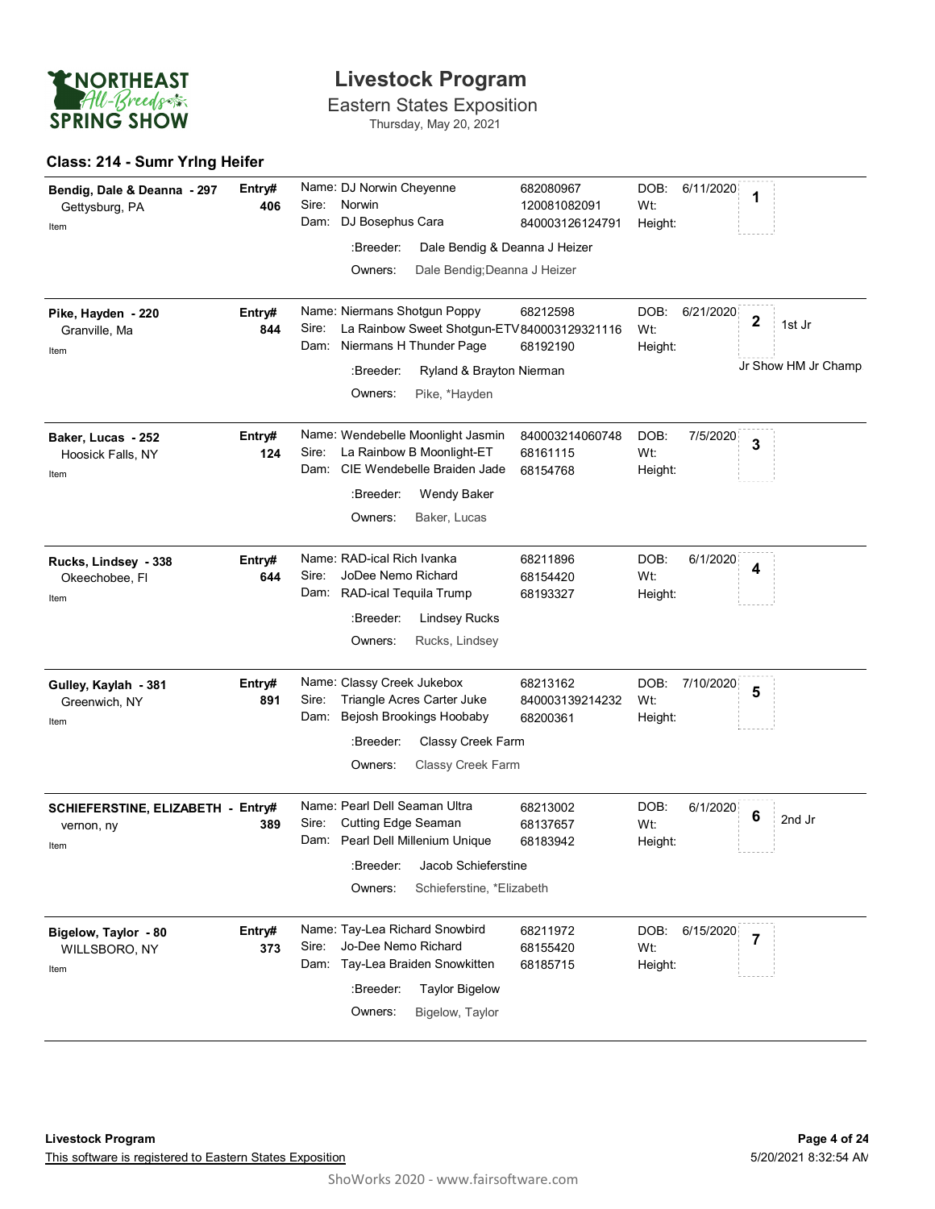# Livestock Program

Eastern States Exposition

Thursday, May 20, 2021

## Class: 214 - Sumr Yrlng Heifer

| Exhibitor | Entry# | Animal | ID | DOB | Place | Award |
|---|---|---|---|---|---|---|
| **Bendig, Dale & Deanna - 297**<br>Gettysburg, PA<br>Item | **406** | Name: DJ Norwin Cheyenne<br>Sire: Norwin<br>Dam: DJ Bosephus Cara<br>:Breeder: Dale Bendig & Deanna J Heizer<br>Owners: Dale Bendig;Deanna J Heizer | 682080967<br>120081082091<br>840003126124791 | DOB: 6/11/2020<br>Wt:<br>Height: | 1 | |
| **Pike, Hayden - 220**<br>Granville, Ma<br>Item | **844** | Name: Niermans Shotgun Poppy<br>Sire: La Rainbow Sweet Shotgun-ETV<br>Dam: Niermans H Thunder Page<br>:Breeder: Ryland & Brayton Nierman<br>Owners: Pike, *Hayden | 68212598<br>840003129321116<br>68192190 | DOB: 6/21/2020<br>Wt:<br>Height: | 2 | 1st Jr<br>Jr Show HM Jr Champ |
| **Baker, Lucas - 252**<br>Hoosick Falls, NY<br>Item | **124** | Name: Wendebelle Moonlight Jasmin<br>Sire: La Rainbow B Moonlight-ET<br>Dam: CIE Wendebelle Braiden Jade<br>:Breeder: Wendy Baker<br>Owners: Baker, Lucas | 840003214060748<br>68161115<br>68154768 | DOB: 7/5/2020<br>Wt:<br>Height: | 3 | |
| **Rucks, Lindsey - 338**<br>Okeechobee, Fl<br>Item | **644** | Name: RAD-ical Rich Ivanka<br>Sire: JoDee Nemo Richard<br>Dam: RAD-ical Tequila Trump<br>:Breeder: Lindsey Rucks<br>Owners: Rucks, Lindsey | 68211896<br>68154420<br>68193327 | DOB: 6/1/2020<br>Wt:<br>Height: | 4 | |
| **Gulley, Kaylah - 381**<br>Greenwich, NY<br>Item | **891** | Name: Classy Creek Jukebox<br>Sire: Triangle Acres Carter Juke<br>Dam: Bejosh Brookings Hoobaby<br>:Breeder: Classy Creek Farm<br>Owners: Classy Creek Farm | 68213162<br>840003139214232<br>68200361 | DOB: 7/10/2020<br>Wt:<br>Height: | 5 | |
| **SCHIEFERSTINE, ELIZABETH -**<br>vernon, ny<br>Item | **389** | Name: Pearl Dell Seaman Ultra<br>Sire: Cutting Edge Seaman<br>Dam: Pearl Dell Millenium Unique<br>:Breeder: Jacob Schieferstine<br>Owners: Schieferstine, *Elizabeth | 68213002<br>68137657<br>68183942 | DOB: 6/1/2020<br>Wt:<br>Height: | 6 | 2nd Jr |
| **Bigelow, Taylor - 80**<br>WILLSBORO, NY<br>Item | **373** | Name: Tay-Lea Richard Snowbird<br>Sire: Jo-Dee Nemo Richard<br>Dam: Tay-Lea Braiden Snowkitten<br>:Breeder: Taylor Bigelow<br>Owners: Bigelow, Taylor | 68211972<br>68155420<br>68185715 | DOB: 6/15/2020<br>Wt:<br>Height: | 7 | |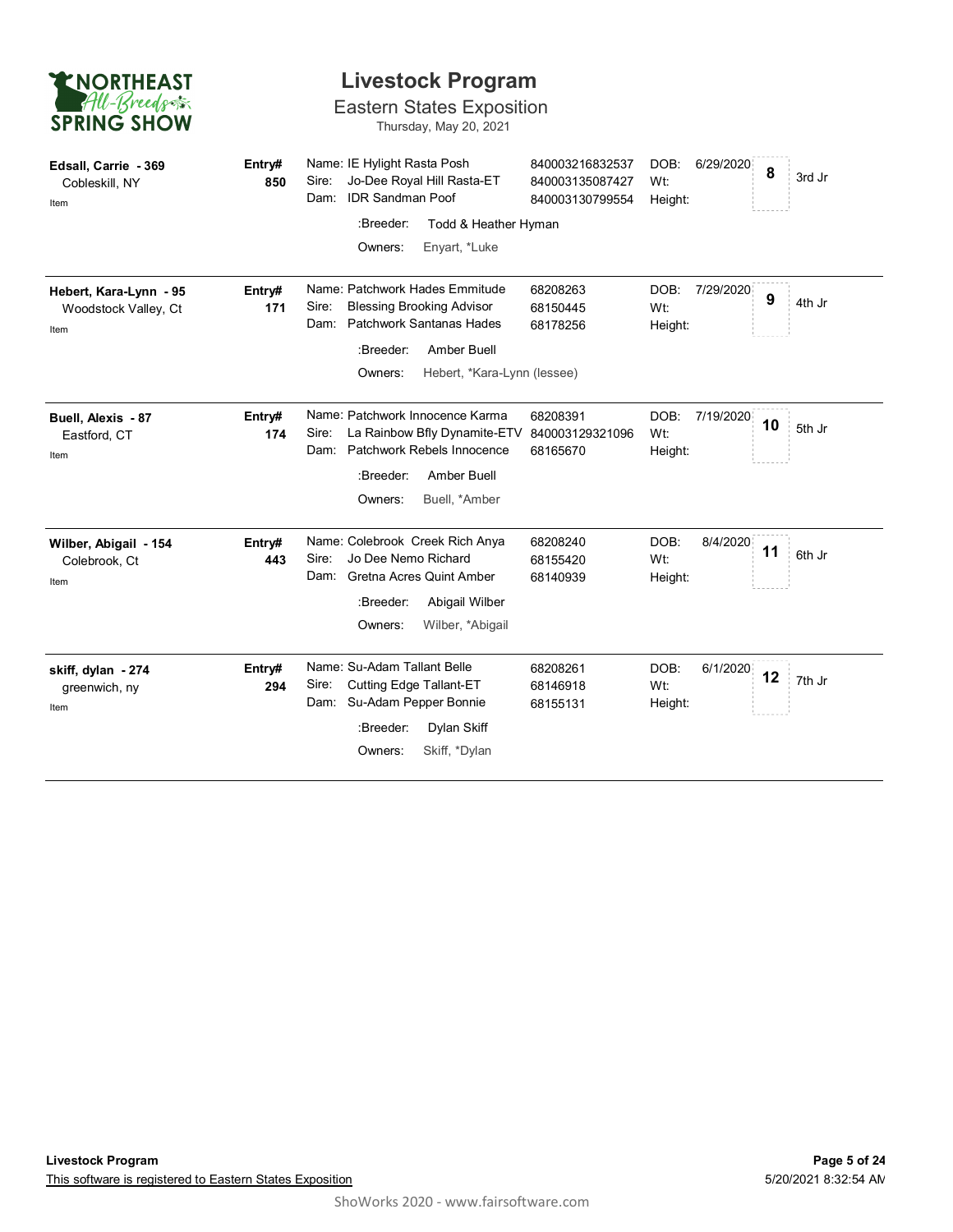# Livestock Program

## Eastern States Exposition

Thursday, May 20, 2021

NORTHEAST All-Breeds SPRING SHOW

| Exhibitor | Entry# | Animal | Registration # | DOB / Wt / Height | Place | Placing |
|---|---|---|---|---|---|---|
| **Edsall, Carrie - 369**<br>Cobleskill, NY<br>Item | **850** | Name: IE Hylight Rasta Posh<br>Sire: Jo-Dee Royal Hill Rasta-ET<br>Dam: IDR Sandman Poof<br>:Breeder: Todd & Heather Hyman<br>Owners: Enyart, *Luke | 840003216832537<br>840003135087427<br>840003130799554 | DOB: 6/29/2020<br>Wt:<br>Height: | **8** | 3rd Jr |
| **Hebert, Kara-Lynn - 95**<br>Woodstock Valley, Ct<br>Item | **171** | Name: Patchwork Hades Emmitude<br>Sire: Blessing Brooking Advisor<br>Dam: Patchwork Santanas Hades<br>:Breeder: Amber Buell<br>Owners: Hebert, *Kara-Lynn (lessee) | 68208263<br>68150445<br>68178256 | DOB: 7/29/2020<br>Wt:<br>Height: | **9** | 4th Jr |
| **Buell, Alexis - 87**<br>Eastford, CT<br>Item | **174** | Name: Patchwork Innocence Karma<br>Sire: La Rainbow Bfly Dynamite-ETV<br>Dam: Patchwork Rebels Innocence<br>:Breeder: Amber Buell<br>Owners: Buell, *Amber | 68208391<br>840003129321096<br>68165670 | DOB: 7/19/2020<br>Wt:<br>Height: | **10** | 5th Jr |
| **Wilber, Abigail - 154**<br>Colebrook, Ct<br>Item | **443** | Name: Colebrook Creek Rich Anya<br>Sire: Jo Dee Nemo Richard<br>Dam: Gretna Acres Quint Amber<br>:Breeder: Abigail Wilber<br>Owners: Wilber, *Abigail | 68208240<br>68155420<br>68140939 | DOB: 8/4/2020<br>Wt:<br>Height: | **11** | 6th Jr |
| **skiff, dylan - 274**<br>greenwich, ny<br>Item | **294** | Name: Su-Adam Tallant Belle<br>Sire: Cutting Edge Tallant-ET<br>Dam: Su-Adam Pepper Bonnie<br>:Breeder: Dylan Skiff<br>Owners: Skiff, *Dylan | 68208261<br>68146918<br>68155131 | DOB: 6/1/2020<br>Wt:<br>Height: | **12** | 7th Jr |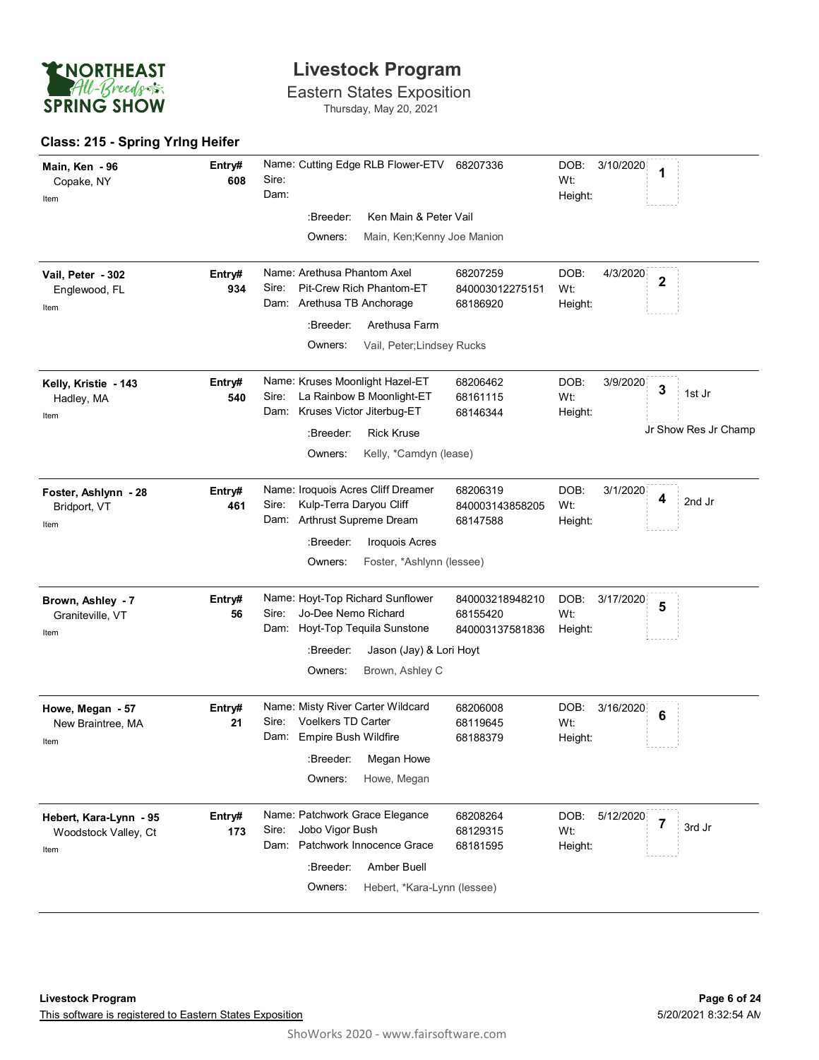# Livestock Program

## Eastern States Exposition

Thursday, May 20, 2021

### Class: 215 - Spring Yrlng Heifer

| Exhibitor | Entry# | Animal | Reg. # | DOB | Place | Award |
|---|---|---|---|---|---|---|
| **Main, Ken - 96**<br>Copake, NY<br>Item | **608** | Name: Cutting Edge RLB Flower-ETV<br>Sire:<br>Dam:<br>:Breeder: Ken Main & Peter Vail<br>Owners: Main, Ken;Kenny Joe Manion | 68207336 | 3/10/2020<br>Wt:<br>Height: | 1 | |
| **Vail, Peter - 302**<br>Englewood, FL<br>Item | **934** | Name: Arethusa Phantom Axel<br>Sire: Pit-Crew Rich Phantom-ET<br>Dam: Arethusa TB Anchorage<br>:Breeder: Arethusa Farm<br>Owners: Vail, Peter;Lindsey Rucks | 68207259<br>840003012275151<br>68186920 | 4/3/2020<br>Wt:<br>Height: | 2 | |
| **Kelly, Kristie - 143**<br>Hadley, MA<br>Item | **540** | Name: Kruses Moonlight Hazel-ET<br>Sire: La Rainbow B Moonlight-ET<br>Dam: Kruses Victor Jiterbug-ET<br>:Breeder: Rick Kruse<br>Owners: Kelly, *Camdyn (lease) | 68206462<br>68161115<br>68146344 | 3/9/2020<br>Wt:<br>Height: | 3 | 1st Jr<br>Jr Show Res Jr Champ |
| **Foster, Ashlynn - 28**<br>Bridport, VT<br>Item | **461** | Name: Iroquois Acres Cliff Dreamer<br>Sire: Kulp-Terra Daryou Cliff<br>Dam: Arthrust Supreme Dream<br>:Breeder: Iroquois Acres<br>Owners: Foster, *Ashlynn (lessee) | 68206319<br>840003143858205<br>68147588 | 3/1/2020<br>Wt:<br>Height: | 4 | 2nd Jr |
| **Brown, Ashley - 7**<br>Graniteville, VT<br>Item | **56** | Name: Hoyt-Top Richard Sunflower<br>Sire: Jo-Dee Nemo Richard<br>Dam: Hoyt-Top Tequila Sunstone<br>:Breeder: Jason (Jay) & Lori Hoyt<br>Owners: Brown, Ashley C | 840003218948210<br>68155420<br>840003137581836 | 3/17/2020<br>Wt:<br>Height: | 5 | |
| **Howe, Megan - 57**<br>New Braintree, MA<br>Item | **21** | Name: Misty River Carter Wildcard<br>Sire: Voelkers TD Carter<br>Dam: Empire Bush Wildfire<br>:Breeder: Megan Howe<br>Owners: Howe, Megan | 68206008<br>68119645<br>68188379 | 3/16/2020<br>Wt:<br>Height: | 6 | |
| **Hebert, Kara-Lynn - 95**<br>Woodstock Valley, Ct<br>Item | **173** | Name: Patchwork Grace Elegance<br>Sire: Jobo Vigor Bush<br>Dam: Patchwork Innocence Grace<br>:Breeder: Amber Buell<br>Owners: Hebert, *Kara-Lynn (lessee) | 68208264<br>68129315<br>68181595 | 5/12/2020<br>Wt:<br>Height: | 7 | 3rd Jr |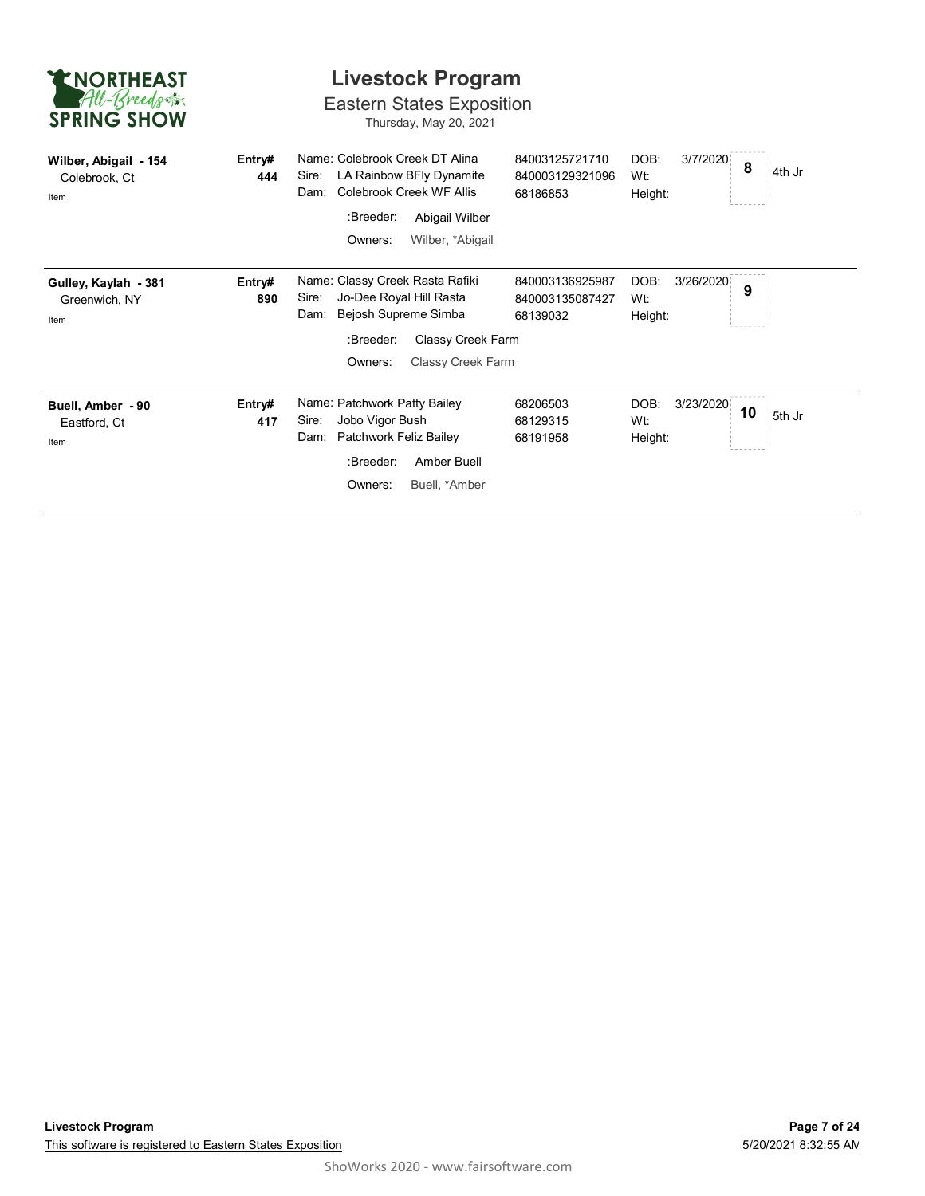# Livestock Program

## Eastern States Exposition

Thursday, May 20, 2021

| Exhibitor | Entry# | Animal | Registration | DOB | Place | Award |
|---|---|---|---|---|---|---|
| **Wilber, Abigail - 154**<br>Colebrook, Ct<br>Item | **444** | Name: Colebrook Creek DT Alina<br>Sire: LA Rainbow BFly Dynamite<br>Dam: Colebrook Creek WF Allis<br>:Breeder: Abigail Wilber<br>Owners: Wilber, *Abigail | 84003125721710<br>840003129321096<br>68186853 | DOB: 3/7/2020<br>Wt:<br>Height: | **8** | 4th Jr |
| **Gulley, Kaylah - 381**<br>Greenwich, NY<br>Item | **890** | Name: Classy Creek Rasta Rafiki<br>Sire: Jo-Dee Royal Hill Rasta<br>Dam: Bejosh Supreme Simba<br>:Breeder: Classy Creek Farm<br>Owners: Classy Creek Farm | 840003136925987<br>840003135087427<br>68139032 | DOB: 3/26/2020<br>Wt:<br>Height: | **9** | |
| **Buell, Amber - 90**<br>Eastford, Ct<br>Item | **417** | Name: Patchwork Patty Bailey<br>Sire: Jobo Vigor Bush<br>Dam: Patchwork Feliz Bailey<br>:Breeder: Amber Buell<br>Owners: Buell, *Amber | 68206503<br>68129315<br>68191958 | DOB: 3/23/2020<br>Wt:<br>Height: | **10** | 5th Jr |

**Livestock Program**

This software is registered to Eastern States Exposition

5/20/2021 8:32:55 AM

ShoWorks 2020 - www.fairsoftware.com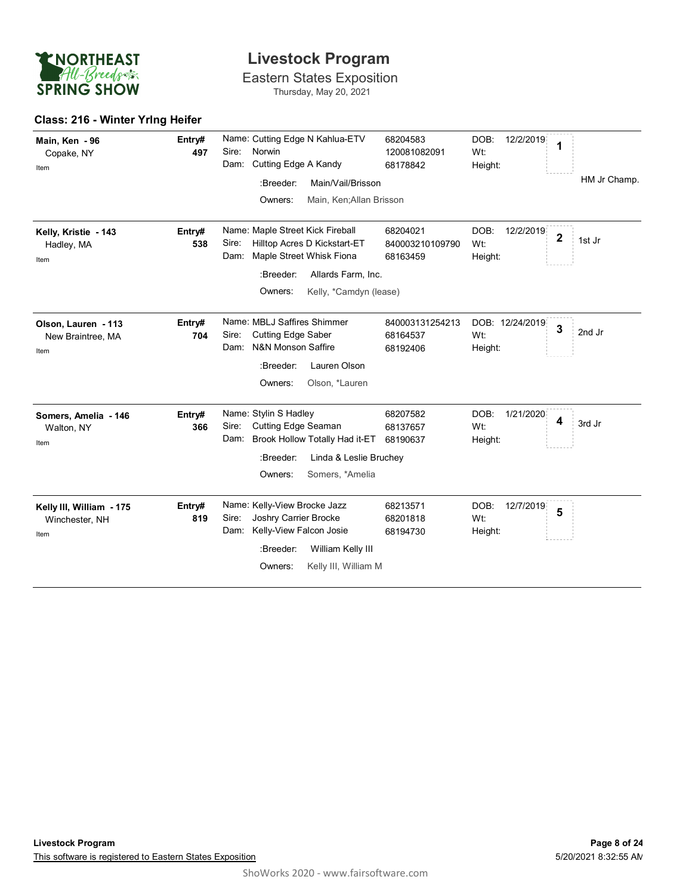# Livestock Program

Eastern States Exposition

Thursday, May 20, 2021

## Class: 216 - Winter Yrlng Heifer

| Exhibitor | Entry# | Animal | Reg # | DOB | Place | Award |
|---|---|---|---|---|---|---|
| **Main, Ken - 96**<br>Copake, NY<br>Item | **497** | Name: Cutting Edge N Kahlua-ETV<br>Sire: Norwin<br>Dam: Cutting Edge A Kandy<br>:Breeder: Main/Vail/Brisson<br>Owners: Main, Ken;Allan Brisson | 68204583<br>120081082091<br>68178842 | DOB: 12/2/2019<br>Wt:<br>Height: | **1** | HM Jr Champ. |
| **Kelly, Kristie - 143**<br>Hadley, MA<br>Item | **538** | Name: Maple Street Kick Fireball<br>Sire: Hilltop Acres D Kickstart-ET<br>Dam: Maple Street Whisk Fiona<br>:Breeder: Allards Farm, Inc.<br>Owners: Kelly, *Camdyn (lease) | 68204021<br>840003210109790<br>68163459 | DOB: 12/2/2019<br>Wt:<br>Height: | **2** | 1st Jr |
| **Olson, Lauren - 113**<br>New Braintree, MA<br>Item | **704** | Name: MBLJ Saffires Shimmer<br>Sire: Cutting Edge Saber<br>Dam: N&N Monson Saffire<br>:Breeder: Lauren Olson<br>Owners: Olson, *Lauren | 840003131254213<br>68164537<br>68192406 | DOB: 12/24/2019<br>Wt:<br>Height: | **3** | 2nd Jr |
| **Somers, Amelia - 146**<br>Walton, NY<br>Item | **366** | Name: Stylin S Hadley<br>Sire: Cutting Edge Seaman<br>Dam: Brook Hollow Totally Had it-ET<br>:Breeder: Linda & Leslie Bruchey<br>Owners: Somers, *Amelia | 68207582<br>68137657<br>68190637 | DOB: 1/21/2020<br>Wt:<br>Height: | **4** | 3rd Jr |
| **Kelly III, William - 175**<br>Winchester, NH<br>Item | **819** | Name: Kelly-View Brocke Jazz<br>Sire: Joshry Carrier Brocke<br>Dam: Kelly-View Falcon Josie<br>:Breeder: William Kelly III<br>Owners: Kelly III, William M | 68213571<br>68201818<br>68194730 | DOB: 12/7/2019<br>Wt:<br>Height: | **5** | |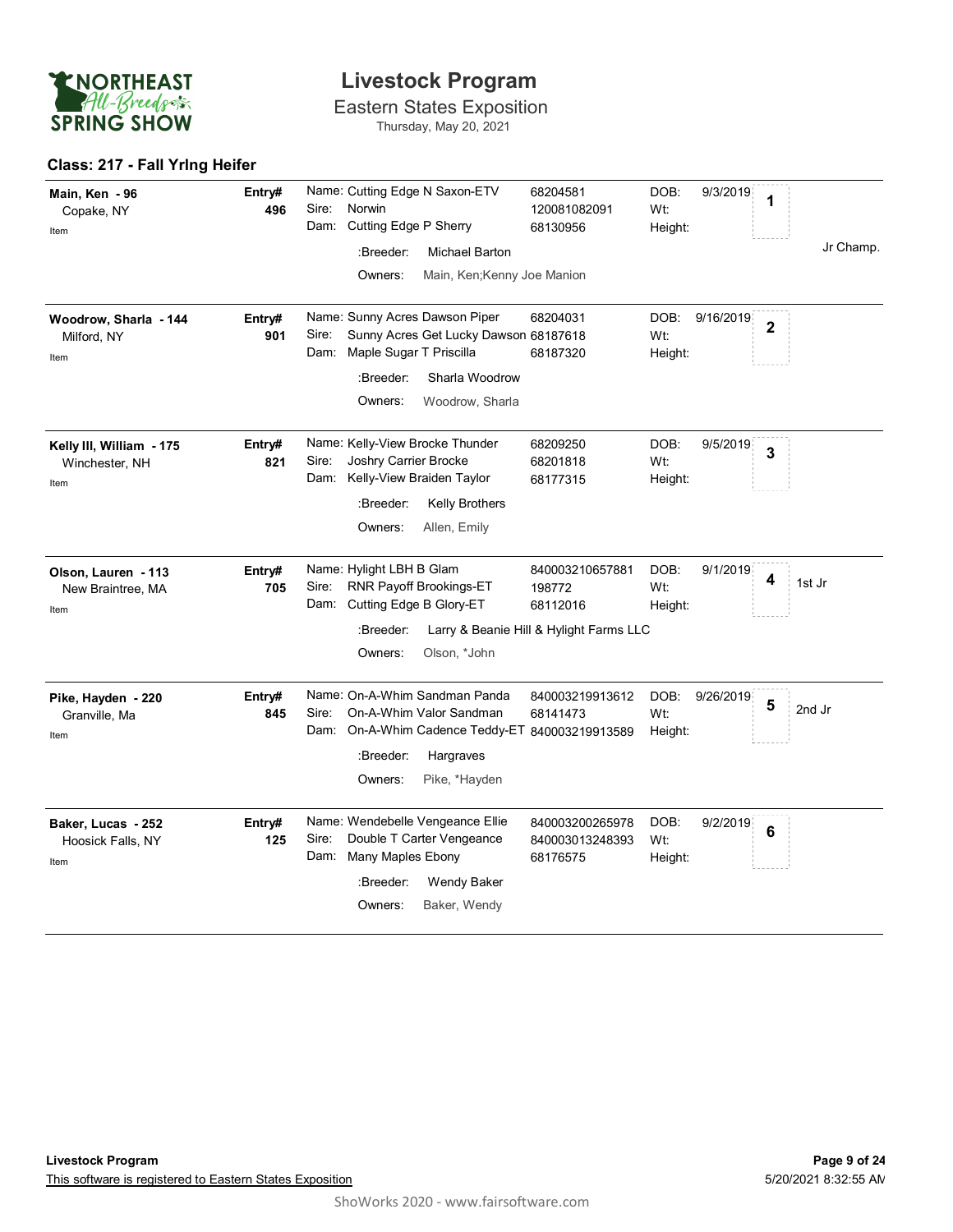# Livestock Program

## Eastern States Exposition

Thursday, May 20, 2021

### Class: 217 - Fall Yrlng Heifer

| Exhibitor | Entry# | Animal | Reg. # | DOB | Place | Award |
|---|---|---|---|---|---|---|
| **Main, Ken - 96**<br>Copake, NY<br>Item | **496** | Name: Cutting Edge N Saxon-ETV<br>Sire: Norwin<br>Dam: Cutting Edge P Sherry<br>:Breeder: Michael Barton<br>Owners: Main, Ken;Kenny Joe Manion | 68204581<br>120081082091<br>68130956 | DOB: 9/3/2019<br>Wt:<br>Height: | **1** | Jr Champ. |
| **Woodrow, Sharla - 144**<br>Milford, NY<br>Item | **901** | Name: Sunny Acres Dawson Piper<br>Sire: Sunny Acres Get Lucky Dawson<br>Dam: Maple Sugar T Priscilla<br>:Breeder: Sharla Woodrow<br>Owners: Woodrow, Sharla | 68204031<br>68187618<br>68187320 | DOB: 9/16/2019<br>Wt:<br>Height: | **2** | |
| **Kelly III, William - 175**<br>Winchester, NH<br>Item | **821** | Name: Kelly-View Brocke Thunder<br>Sire: Joshry Carrier Brocke<br>Dam: Kelly-View Braiden Taylor<br>:Breeder: Kelly Brothers<br>Owners: Allen, Emily | 68209250<br>68201818<br>68177315 | DOB: 9/5/2019<br>Wt:<br>Height: | **3** | |
| **Olson, Lauren - 113**<br>New Braintree, MA<br>Item | **705** | Name: Hylight LBH B Glam<br>Sire: RNR Payoff Brookings-ET<br>Dam: Cutting Edge B Glory-ET<br>:Breeder: Larry & Beanie Hill & Hylight Farms LLC<br>Owners: Olson, *John | 840003210657881<br>198772<br>68112016 | DOB: 9/1/2019<br>Wt:<br>Height: | **4** | 1st Jr |
| **Pike, Hayden - 220**<br>Granville, Ma<br>Item | **845** | Name: On-A-Whim Sandman Panda<br>Sire: On-A-Whim Valor Sandman<br>Dam: On-A-Whim Cadence Teddy-ET<br>:Breeder: Hargraves<br>Owners: Pike, *Hayden | 840003219913612<br>68141473<br>840003219913589 | DOB: 9/26/2019<br>Wt:<br>Height: | **5** | 2nd Jr |
| **Baker, Lucas - 252**<br>Hoosick Falls, NY<br>Item | **125** | Name: Wendebelle Vengeance Ellie<br>Sire: Double T Carter Vengeance<br>Dam: Many Maples Ebony<br>:Breeder: Wendy Baker<br>Owners: Baker, Wendy | 840003200265978<br>840003013248393<br>68176575 | DOB: 9/2/2019<br>Wt:<br>Height: | **6** | |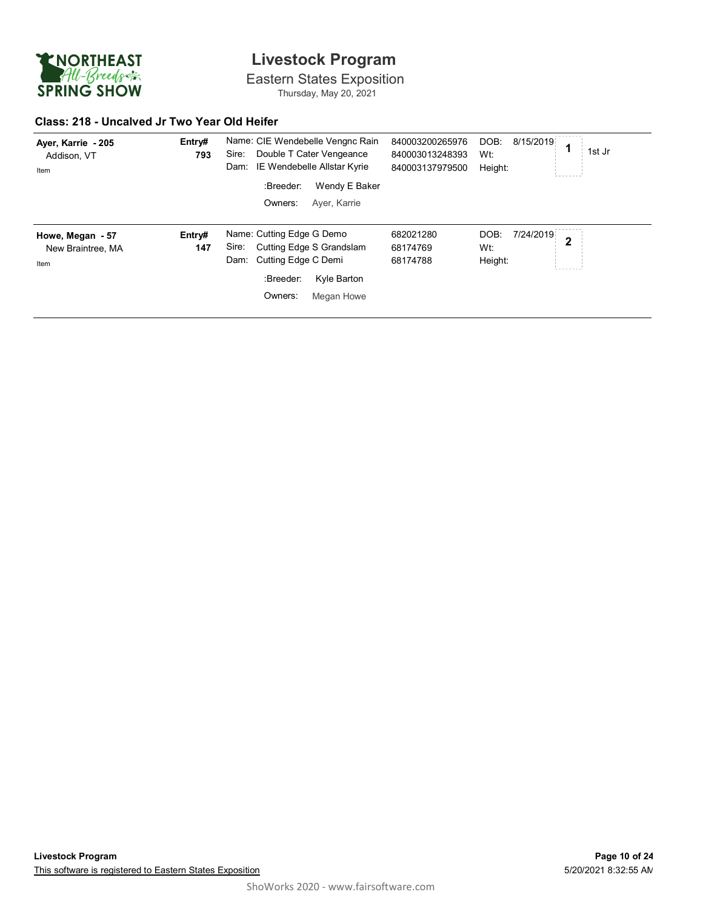# Livestock Program

Eastern States Exposition

Thursday, May 20, 2021

## Class: 218 - Uncalved Jr Two Year Old Heifer

| Exhibitor | Entry# | Animal | Reg. # | Details | Place | Award |
|---|---|---|---|---|---|---|
| **Ayer, Karrie - 205**<br>Addison, VT<br>Item | **793** | Name: CIE Wendebelle Vengnc Rain<br>Sire: Double T Cater Vengeance<br>Dam: IE Wendebelle Allstar Kyrie<br>:Breeder: Wendy E Baker<br>Owners: Ayer, Karrie | 840003200265976<br>840003013248393<br>840003137979500 | DOB: 8/15/2019<br>Wt:<br>Height: | 1 | 1st Jr |
| **Howe, Megan - 57**<br>New Braintree, MA<br>Item | **147** | Name: Cutting Edge G Demo<br>Sire: Cutting Edge S Grandslam<br>Dam: Cutting Edge C Demi<br>:Breeder: Kyle Barton<br>Owners: Megan Howe | 682021280<br>68174769<br>68174788 | DOB: 7/24/2019<br>Wt:<br>Height: | 2 | |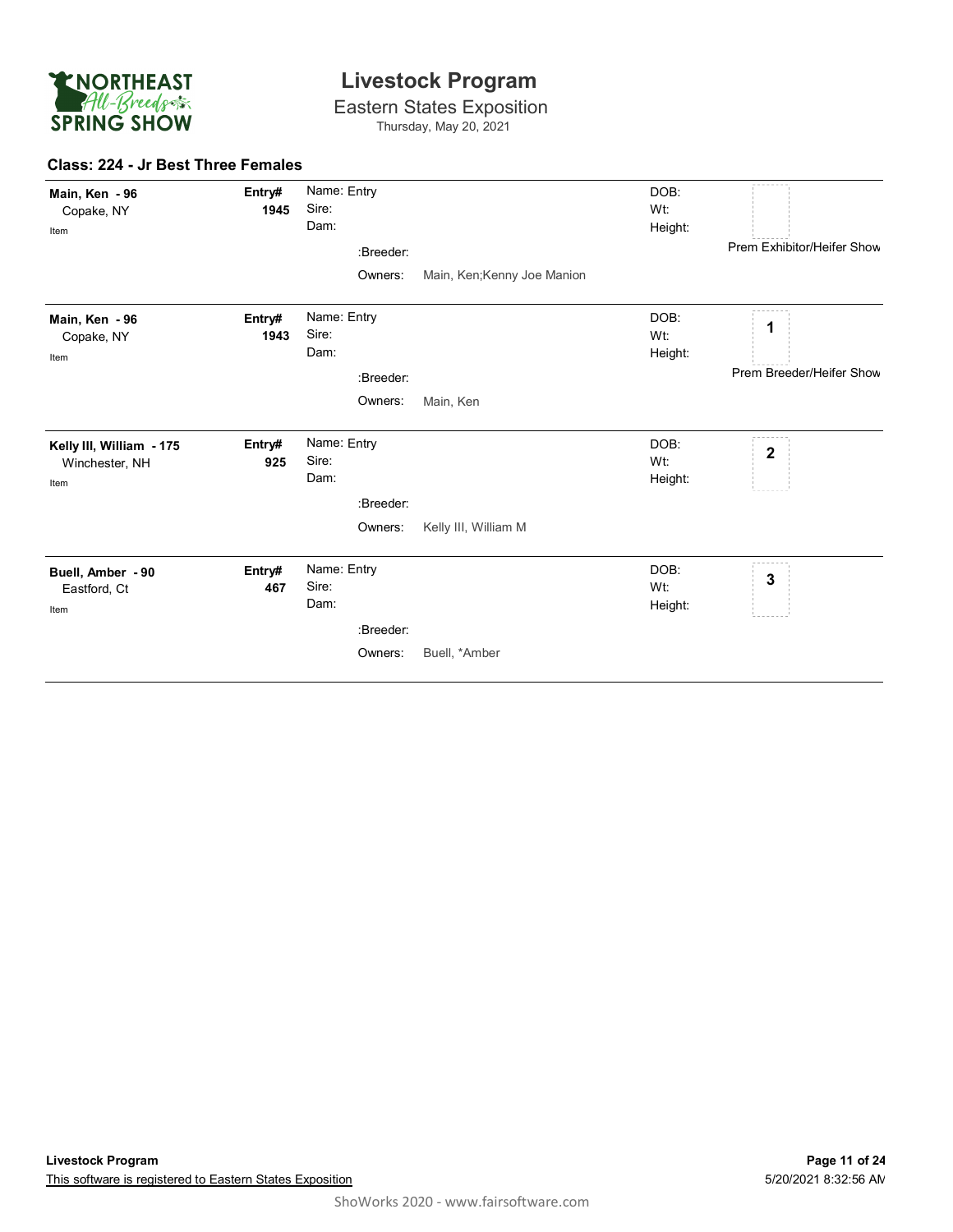# Livestock Program

Eastern States Exposition

Thursday, May 20, 2021

## Class: 224 - Jr Best Three Females

**Main, Ken - 96**
Copake, NY
Item

**Entry# 1945**

Name: Entry
Sire:
Dam:
:Breeder:
Owners: Main, Ken;Kenny Joe Manion

DOB:
Wt:
Height:

Prem Exhibitor/Heifer Show

---

**Main, Ken - 96**
Copake, NY
Item

**Entry# 1943**

Name: Entry
Sire:
Dam:
:Breeder:
Owners: Main, Ken

DOB:
Wt:
Height:

**1**

Prem Breeder/Heifer Show

---

**Kelly III, William - 175**
Winchester, NH
Item

**Entry# 925**

Name: Entry
Sire:
Dam:
:Breeder:
Owners: Kelly III, William M

DOB:
Wt:
Height:

**2**

---

**Buell, Amber - 90**
Eastford, Ct
Item

**Entry# 467**

Name: Entry
Sire:
Dam:
:Breeder:
Owners: Buell, *Amber

DOB:
Wt:
Height:

**3**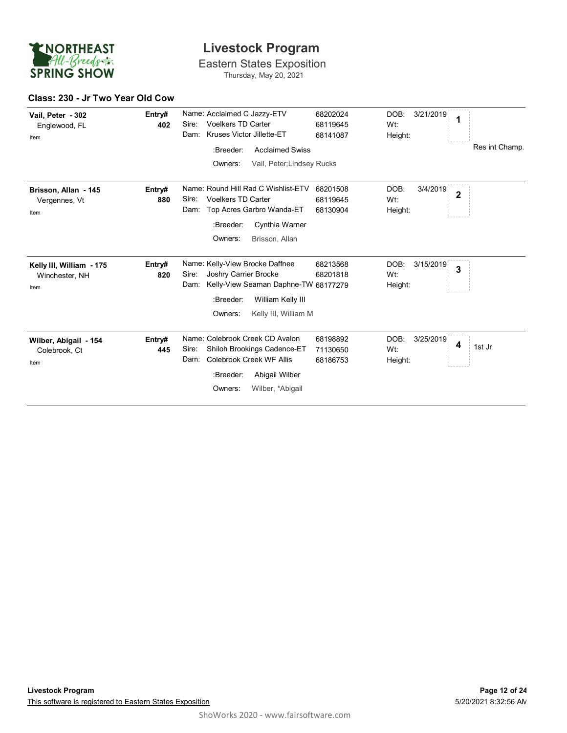# Livestock Program

Eastern States Exposition

Thursday, May 20, 2021

NORTHEAST All-Breeds SPRING SHOW

### Class: 230 - Jr Two Year Old Cow

| Exhibitor | Entry# | Animal | Reg# | DOB | Place | Award |
|---|---|---|---|---|---|---|
| **Vail, Peter - 302**<br>Englewood, FL<br>Item | **402** | Name: Acclaimed C Jazzy-ETV<br>Sire: Voelkers TD Carter<br>Dam: Kruses Victor Jillette-ET<br>:Breeder: Acclaimed Swiss<br>Owners: Vail, Peter;Lindsey Rucks | 68202024<br>68119645<br>68141087 | DOB: 3/21/2019<br>Wt:<br>Height: | 1 | Res int Champ. |
| **Brisson, Allan - 145**<br>Vergennes, Vt<br>Item | **880** | Name: Round Hill Rad C Wishlist-ETV<br>Sire: Voelkers TD Carter<br>Dam: Top Acres Garbro Wanda-ET<br>:Breeder: Cynthia Warner<br>Owners: Brisson, Allan | 68201508<br>68119645<br>68130904 | DOB: 3/4/2019<br>Wt:<br>Height: | 2 | |
| **Kelly III, William - 175**<br>Winchester, NH<br>Item | **820** | Name: Kelly-View Brocke Daffnee<br>Sire: Joshry Carrier Brocke<br>Dam: Kelly-View Seaman Daphne-TW<br>:Breeder: William Kelly III<br>Owners: Kelly III, William M | 68213568<br>68201818<br>68177279 | DOB: 3/15/2019<br>Wt:<br>Height: | 3 | |
| **Wilber, Abigail - 154**<br>Colebrook, Ct<br>Item | **445** | Name: Colebrook Creek CD Avalon<br>Sire: Shiloh Brookings Cadence-ET<br>Dam: Colebrook Creek WF Allis<br>:Breeder: Abigail Wilber<br>Owners: Wilber, *Abigail | 68198892<br>71130650<br>68186753 | DOB: 3/25/2019<br>Wt:<br>Height: | 4 | 1st Jr |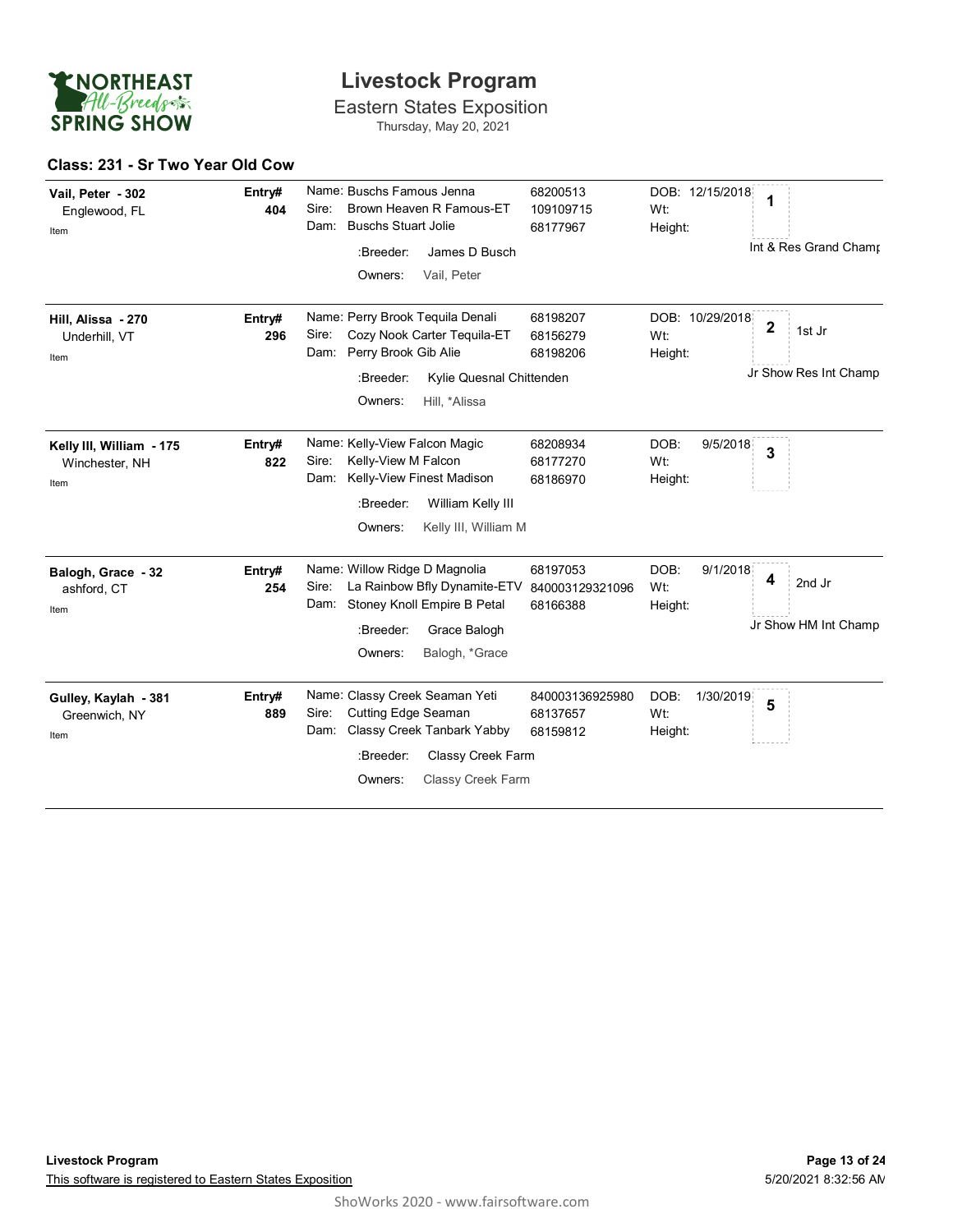# Livestock Program

## Eastern States Exposition

Thursday, May 20, 2021

### Class: 231 - Sr Two Year Old Cow

| Exhibitor | Entry# | Animal | Reg # | DOB / Wt / Height | Place | Awards |
|---|---|---|---|---|---|---|
| **Vail, Peter - 302**<br>Englewood, FL<br>Item | **404** | Name: Buschs Famous Jenna<br>Sire: Brown Heaven R Famous-ET<br>Dam: Buschs Stuart Jolie<br>:Breeder: James D Busch<br>Owners: Vail, Peter | 68200513<br>109109715<br>68177967 | DOB: 12/15/2018<br>Wt:<br>Height: | 1 | Int & Res Grand Champ |
| **Hill, Alissa - 270**<br>Underhill, VT<br>Item | **296** | Name: Perry Brook Tequila Denali<br>Sire: Cozy Nook Carter Tequila-ET<br>Dam: Perry Brook Gib Alie<br>:Breeder: Kylie Quesnal Chittenden<br>Owners: Hill, *Alissa | 68198207<br>68156279<br>68198206 | DOB: 10/29/2018<br>Wt:<br>Height: | 2 | 1st Jr<br>Jr Show Res Int Champ |
| **Kelly III, William - 175**<br>Winchester, NH<br>Item | **822** | Name: Kelly-View Falcon Magic<br>Sire: Kelly-View M Falcon<br>Dam: Kelly-View Finest Madison<br>:Breeder: William Kelly III<br>Owners: Kelly III, William M | 68208934<br>68177270<br>68186970 | DOB: 9/5/2018<br>Wt:<br>Height: | 3 | |
| **Balogh, Grace - 32**<br>ashford, CT<br>Item | **254** | Name: Willow Ridge D Magnolia<br>Sire: La Rainbow Bfly Dynamite-ETV<br>Dam: Stoney Knoll Empire B Petal<br>:Breeder: Grace Balogh<br>Owners: Balogh, *Grace | 68197053<br>840003129321096<br>68166388 | DOB: 9/1/2018<br>Wt:<br>Height: | 4 | 2nd Jr<br>Jr Show HM Int Champ |
| **Gulley, Kaylah - 381**<br>Greenwich, NY<br>Item | **889** | Name: Classy Creek Seaman Yeti<br>Sire: Cutting Edge Seaman<br>Dam: Classy Creek Tanbark Yabby<br>:Breeder: Classy Creek Farm<br>Owners: Classy Creek Farm | 840003136925980<br>68137657<br>68159812 | DOB: 1/30/2019<br>Wt:<br>Height: | 5 | |

This software is registered to Eastern States Exposition

5/20/2021 8:32:56 AM

ShoWorks 2020 - www.fairsoftware.com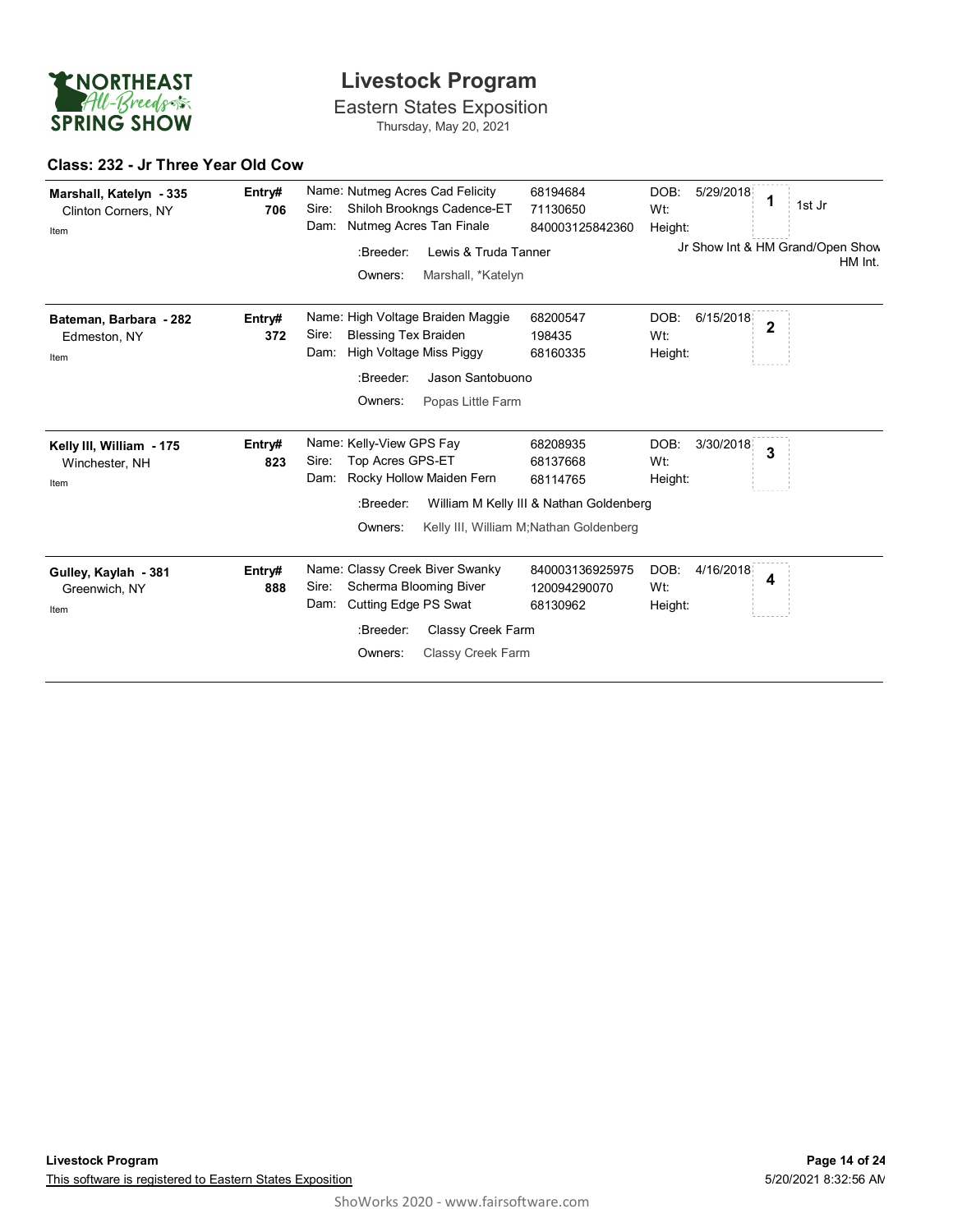# Livestock Program

Eastern States Exposition

Thursday, May 20, 2021

## Class: 232 - Jr Three Year Old Cow

**Marshall, Katelyn - 335**
Clinton Corners, NY
Item

**Entry# 706**

Name: Nutmeg Acres Cad Felicity — 68194684
Sire: Shiloh Brookngs Cadence-ET — 71130650
Dam: Nutmeg Acres Tan Finale — 840003125842360
:Breeder: Lewis & Truda Tanner
Owners: Marshall, *Katelyn

DOB: 5/29/2018
Wt:
Height:

**1** — 1st Jr

Jr Show Int & HM Grand/Open Show HM Int.

---

**Bateman, Barbara - 282**
Edmeston, NY
Item

**Entry# 372**

Name: High Voltage Braiden Maggie — 68200547
Sire: Blessing Tex Braiden — 198435
Dam: High Voltage Miss Piggy — 68160335
:Breeder: Jason Santobuono
Owners: Popas Little Farm

DOB: 6/15/2018
Wt:
Height:

**2**

---

**Kelly III, William - 175**
Winchester, NH
Item

**Entry# 823**

Name: Kelly-View GPS Fay — 68208935
Sire: Top Acres GPS-ET — 68137668
Dam: Rocky Hollow Maiden Fern — 68114765
:Breeder: William M Kelly III & Nathan Goldenberg
Owners: Kelly III, William M;Nathan Goldenberg

DOB: 3/30/2018
Wt:
Height:

**3**

---

**Gulley, Kaylah - 381**
Greenwich, NY
Item

**Entry# 888**

Name: Classy Creek Biver Swanky — 840003136925975
Sire: Scherma Blooming Biver — 120094290070
Dam: Cutting Edge PS Swat — 68130962
:Breeder: Classy Creek Farm
Owners: Classy Creek Farm

DOB: 4/16/2018
Wt:
Height:

**4**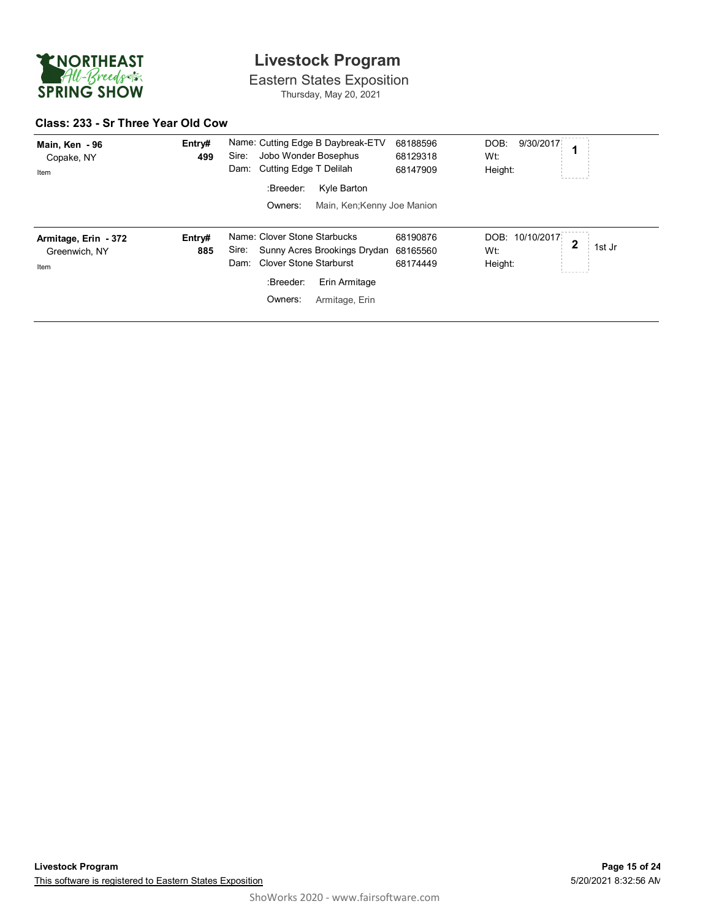# Livestock Program

Eastern States Exposition

Thursday, May 20, 2021

### Class: 233 - Sr Three Year Old Cow

| Exhibitor | Entry# | Animal | Reg # | Details | Place | |
|---|---|---|---|---|---|---|
| **Main, Ken - 96**<br>Copake, NY<br>Item | **499** | Name: Cutting Edge B Daybreak-ETV<br>Sire: Jobo Wonder Bosephus<br>Dam: Cutting Edge T Delilah<br>:Breeder: Kyle Barton<br>Owners: Main, Ken;Kenny Joe Manion | 68188596<br>68129318<br>68147909 | DOB: 9/30/2017<br>Wt:<br>Height: | **1** | |
| **Armitage, Erin - 372**<br>Greenwich, NY<br>Item | **885** | Name: Clover Stone Starbucks<br>Sire: Sunny Acres Brookings Drydan<br>Dam: Clover Stone Starburst<br>:Breeder: Erin Armitage<br>Owners: Armitage, Erin | 68190876<br>68165560<br>68174449 | DOB: 10/10/2017<br>Wt:<br>Height: | **2** | 1st Jr |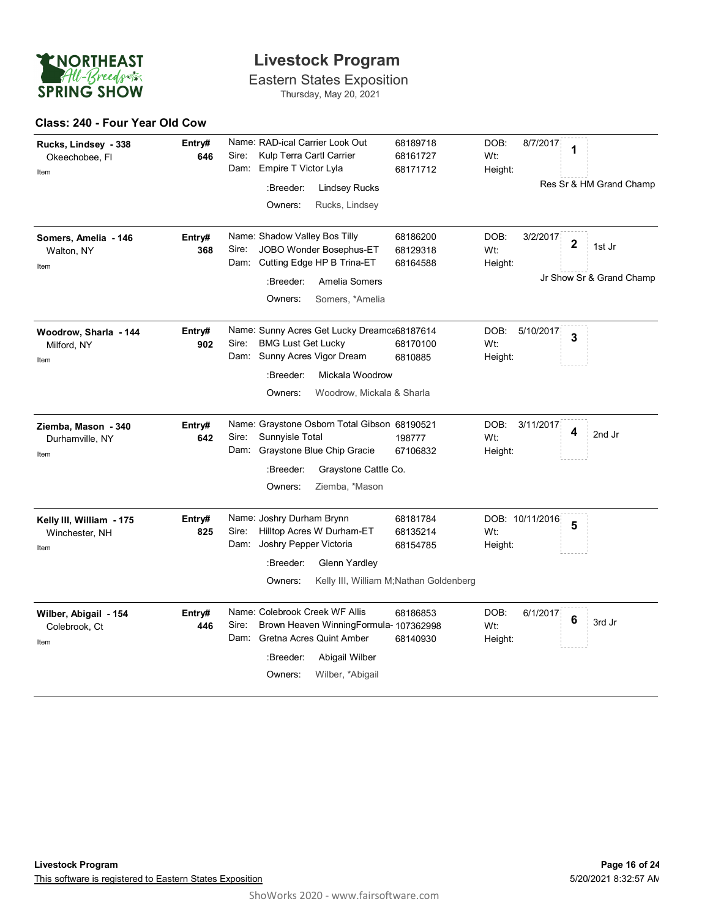# Livestock Program

## Eastern States Exposition

Thursday, May 20, 2021

### Class: 240 - Four Year Old Cow

| Exhibitor | Entry# | Animal | Reg # | DOB / Wt / Height | Place | Award |
|---|---|---|---|---|---|---|
| **Rucks, Lindsey - 338**<br>Okeechobee, Fl<br>Item | **646** | Name: RAD-ical Carrier Look Out<br>Sire: Kulp Terra Cartl Carrier<br>Dam: Empire T Victor Lyla<br>:Breeder: Lindsey Rucks<br>Owners: Rucks, Lindsey | 68189718<br>68161727<br>68171712 | DOB: 8/7/2017<br>Wt:<br>Height: | **1** | Res Sr & HM Grand Champ |
| **Somers, Amelia - 146**<br>Walton, NY<br>Item | **368** | Name: Shadow Valley Bos Tilly<br>Sire: JOBO Wonder Bosephus-ET<br>Dam: Cutting Edge HP B Trina-ET<br>:Breeder: Amelia Somers<br>Owners: Somers, *Amelia | 68186200<br>68129318<br>68164588 | DOB: 3/2/2017<br>Wt:<br>Height: | **2** | 1st Jr<br>Jr Show Sr & Grand Champ |
| **Woodrow, Sharla - 144**<br>Milford, NY<br>Item | **902** | Name: Sunny Acres Get Lucky Dreamca<br>Sire: BMG Lust Get Lucky<br>Dam: Sunny Acres Vigor Dream<br>:Breeder: Mickala Woodrow<br>Owners: Woodrow, Mickala & Sharla | 68187614<br>68170100<br>6810885 | DOB: 5/10/2017<br>Wt:<br>Height: | **3** | |
| **Ziemba, Mason - 340**<br>Durhamville, NY<br>Item | **642** | Name: Graystone Osborn Total Gibson<br>Sire: Sunnyisle Total<br>Dam: Graystone Blue Chip Gracie<br>:Breeder: Graystone Cattle Co.<br>Owners: Ziemba, *Mason | 68190521<br>198777<br>67106832 | DOB: 3/11/2017<br>Wt:<br>Height: | **4** | 2nd Jr |
| **Kelly III, William - 175**<br>Winchester, NH<br>Item | **825** | Name: Joshry Durham Brynn<br>Sire: Hilltop Acres W Durham-ET<br>Dam: Joshry Pepper Victoria<br>:Breeder: Glenn Yardley<br>Owners: Kelly III, William M;Nathan Goldenberg | 68181784<br>68135214<br>68154785 | DOB: 10/11/2016<br>Wt:<br>Height: | **5** | |
| **Wilber, Abigail - 154**<br>Colebrook, Ct<br>Item | **446** | Name: Colebrook Creek WF Allis<br>Sire: Brown Heaven WinningFormula-<br>Dam: Gretna Acres Quint Amber<br>:Breeder: Abigail Wilber<br>Owners: Wilber, *Abigail | 68186853<br>107362998<br>68140930 | DOB: 6/1/2017<br>Wt:<br>Height: | **6** | 3rd Jr |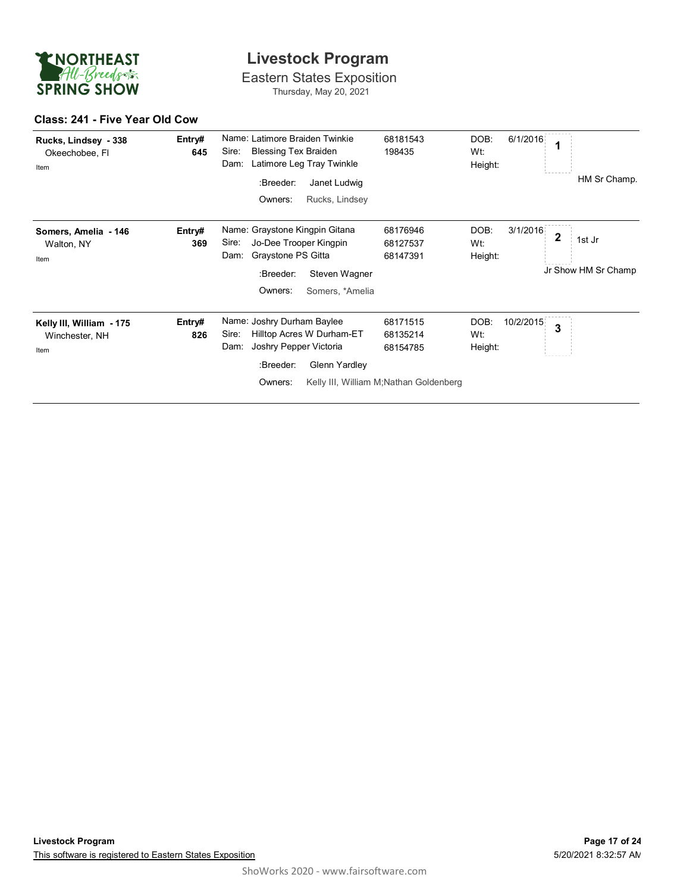# Livestock Program

Eastern States Exposition

Thursday, May 20, 2021

## Class: 241 - Five Year Old Cow

**Rucks, Lindsey - 338**
Okeechobee, Fl
Item

**Entry# 645**

Name: Latimore Braiden Twinkie — 68181543
Sire: Blessing Tex Braiden — 198435
Dam: Latimore Leg Tray Twinkle

:Breeder: Janet Ludwig
Owners: Rucks, Lindsey

DOB: 6/1/2016
Wt:
Height:

**1**

HM Sr Champ.

---

**Somers, Amelia - 146**
Walton, NY
Item

**Entry# 369**

Name: Graystone Kingpin Gitana — 68176946
Sire: Jo-Dee Trooper Kingpin — 68127537
Dam: Graystone PS Gitta — 68147391

:Breeder: Steven Wagner
Owners: Somers, *Amelia

DOB: 3/1/2016
Wt:
Height:

**2** 1st Jr

Jr Show HM Sr Champ

---

**Kelly III, William - 175**
Winchester, NH
Item

**Entry# 826**

Name: Joshry Durham Baylee — 68171515
Sire: Hilltop Acres W Durham-ET — 68135214
Dam: Joshry Pepper Victoria — 68154785

:Breeder: Glenn Yardley
Owners: Kelly III, William M;Nathan Goldenberg

DOB: 10/2/2015
Wt:
Height:

**3**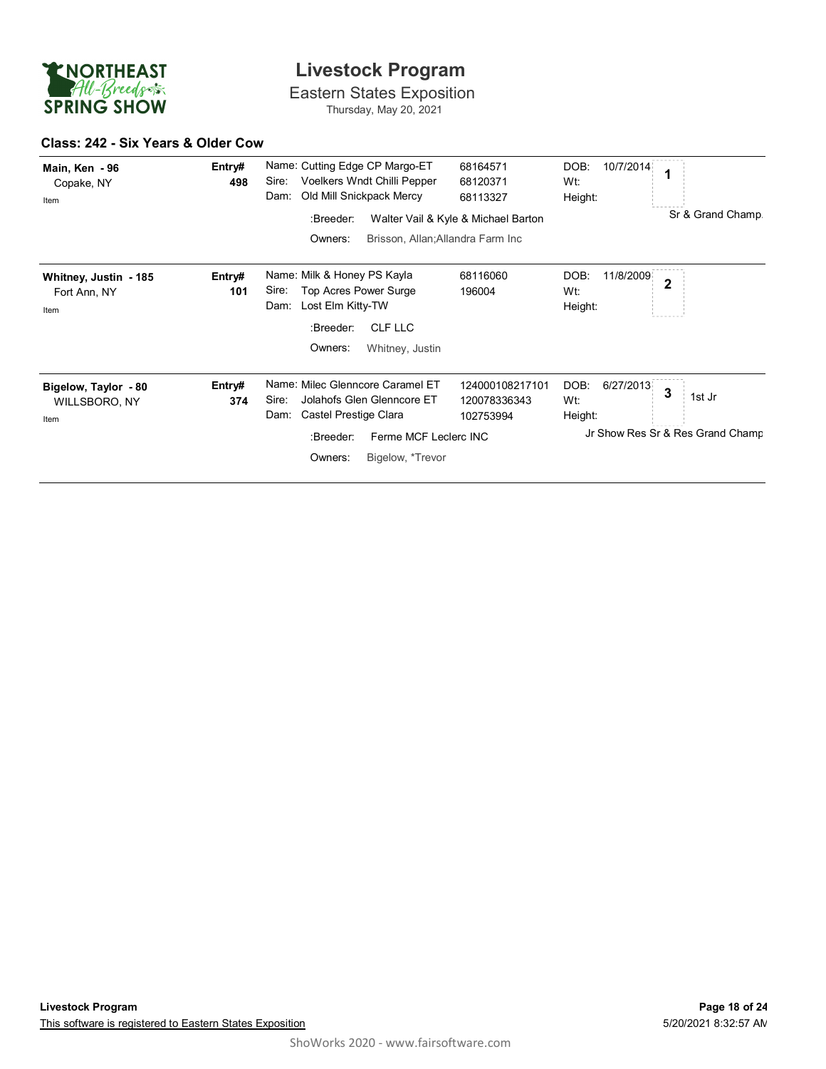# Livestock Program

Eastern States Exposition

Thursday, May 20, 2021

## Class: 242 - Six Years & Older Cow

| Exhibitor | Entry# | Animal | Reg. # | DOB / Wt / Height | Place | Award |
|---|---|---|---|---|---|---|
| **Main, Ken - 96**<br>Copake, NY<br>Item | **498** | Name: Cutting Edge CP Margo-ET<br>Sire: Voelkers Wndt Chilli Pepper<br>Dam: Old Mill Snickpack Mercy<br>:Breeder: Walter Vail & Kyle & Michael Barton<br>Owners: Brisson, Allan;Allandra Farm Inc | 68164571<br>68120371<br>68113327 | DOB: 10/7/2014<br>Wt:<br>Height: | 1 | Sr & Grand Champ. |
| **Whitney, Justin - 185**<br>Fort Ann, NY<br>Item | **101** | Name: Milk & Honey PS Kayla<br>Sire: Top Acres Power Surge<br>Dam: Lost Elm Kitty-TW<br>:Breeder: CLF LLC<br>Owners: Whitney, Justin | 68116060<br>196004 | DOB: 11/8/2009<br>Wt:<br>Height: | 2 | |
| **Bigelow, Taylor - 80**<br>WILLSBORO, NY<br>Item | **374** | Name: Milec Glenncore Caramel ET<br>Sire: Jolahofs Glen Glenncore ET<br>Dam: Castel Prestige Clara<br>:Breeder: Ferme MCF Leclerc INC<br>Owners: Bigelow, *Trevor | 124000108217101<br>120078336343<br>102753994 | DOB: 6/27/2013<br>Wt:<br>Height: | 3 | 1st Jr<br>Jr Show Res Sr & Res Grand Champ |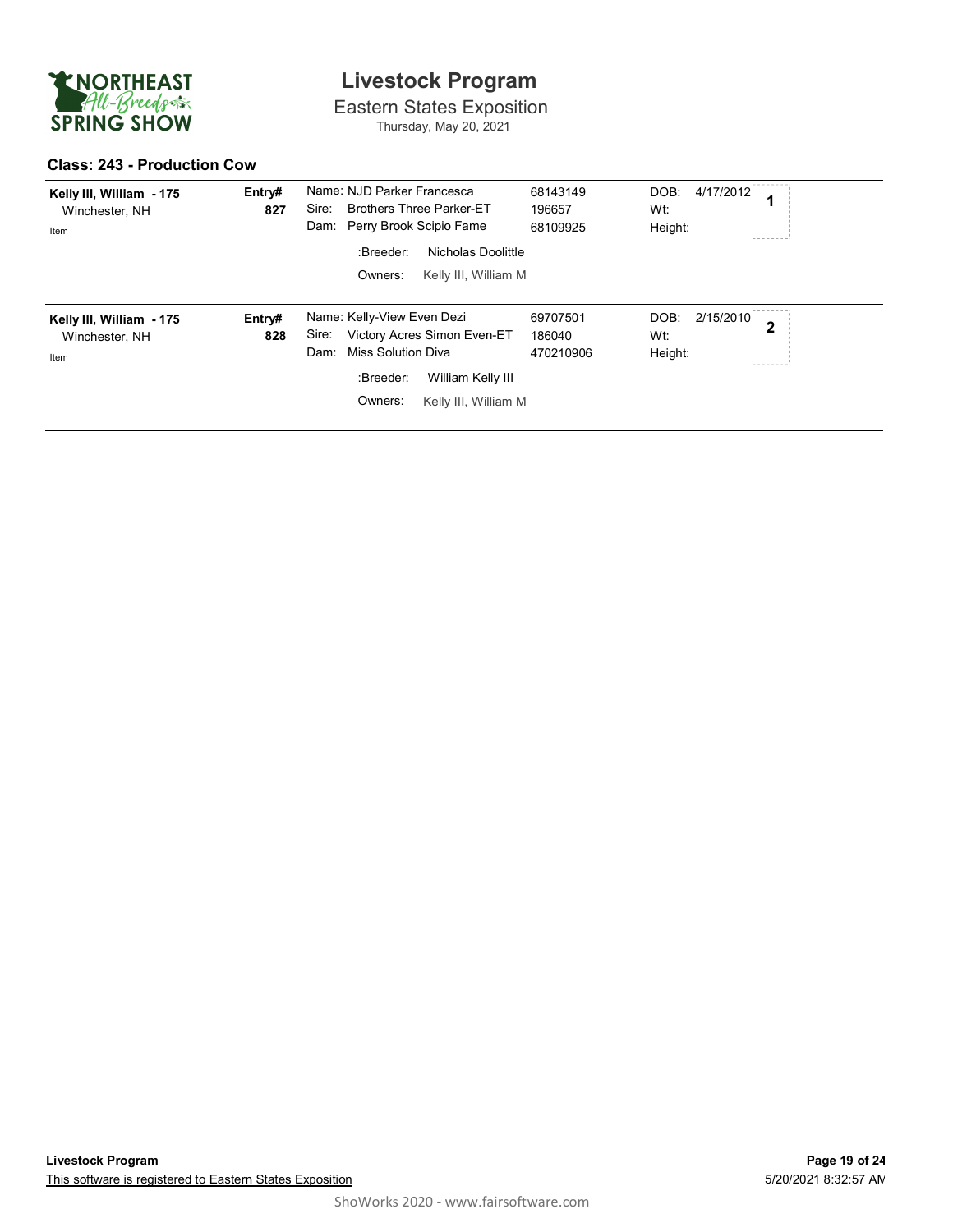# Livestock Program

Eastern States Exposition
Thursday, May 20, 2021

## Class: 243 - Production Cow

| Exhibitor | Entry# | Animal | Reg# | Details | Place |
|---|---|---|---|---|---|
| **Kelly III, William - 175**<br>Winchester, NH<br>Item | **827** | Name: NJD Parker Francesca<br>Sire: Brothers Three Parker-ET<br>Dam: Perry Brook Scipio Fame<br>:Breeder: Nicholas Doolittle<br>Owners: Kelly III, William M | 68143149<br>196657<br>68109925 | DOB: 4/17/2012<br>Wt:<br>Height: | 1 |
| **Kelly III, William - 175**<br>Winchester, NH<br>Item | **828** | Name: Kelly-View Even Dezi<br>Sire: Victory Acres Simon Even-ET<br>Dam: Miss Solution Diva<br>:Breeder: William Kelly III<br>Owners: Kelly III, William M | 69707501<br>186040<br>470210906 | DOB: 2/15/2010<br>Wt:<br>Height: | 2 |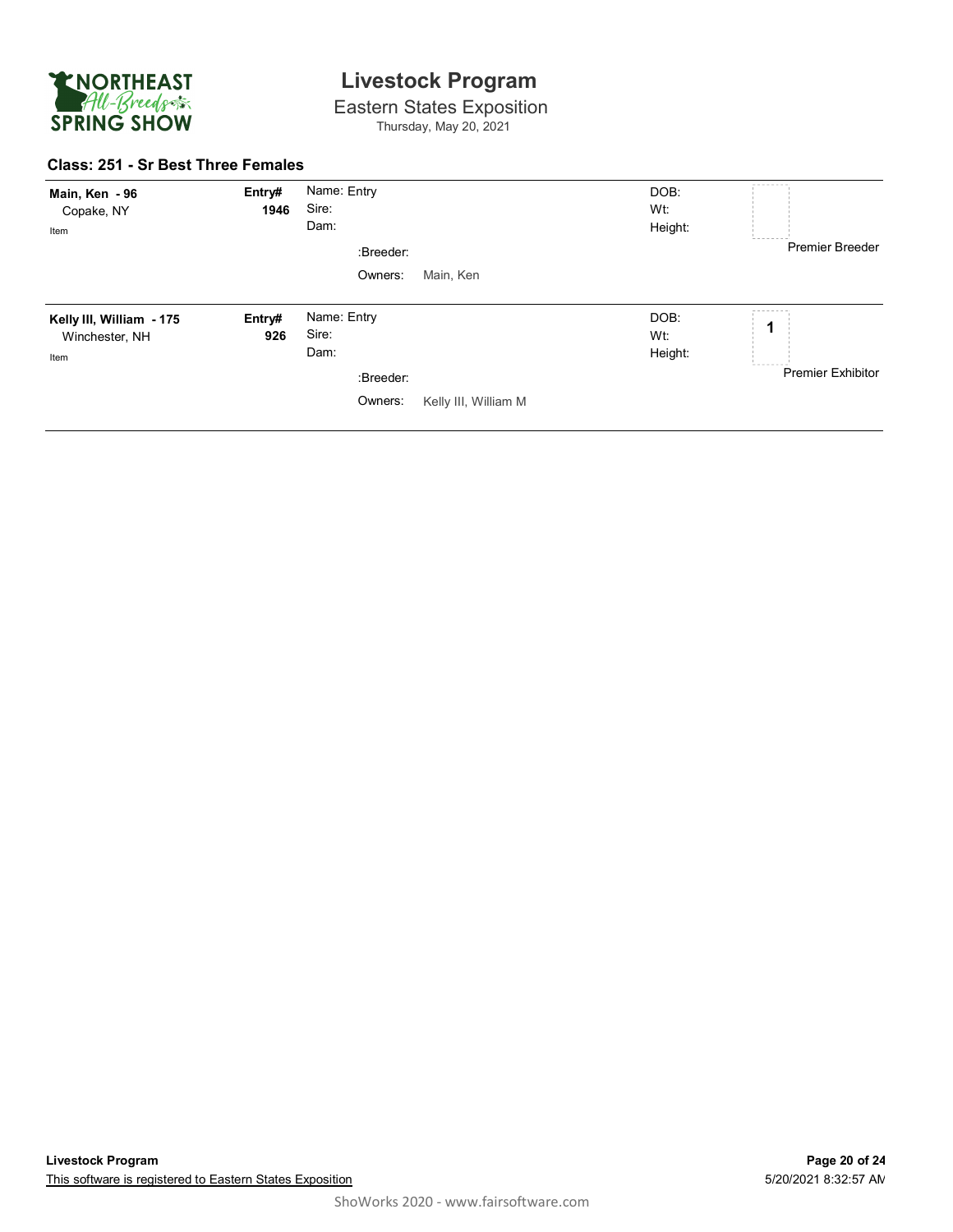# Livestock Program

Eastern States Exposition

Thursday, May 20, 2021

### Class: 251 - Sr Best Three Females

**Main, Ken - 96**
Copake, NY
Item

**Entry#** **1946**

Name: Entry
Sire:
Dam:

:Breeder:
Owners: Main, Ken

DOB:
Wt:
Height:

Premier Breeder

---

**Kelly III, William - 175**
Winchester, NH
Item

**Entry#** **926**

Name: Entry
Sire:
Dam:

:Breeder:
Owners: Kelly III, William M

DOB:
Wt:
Height:

**1**

Premier Exhibitor